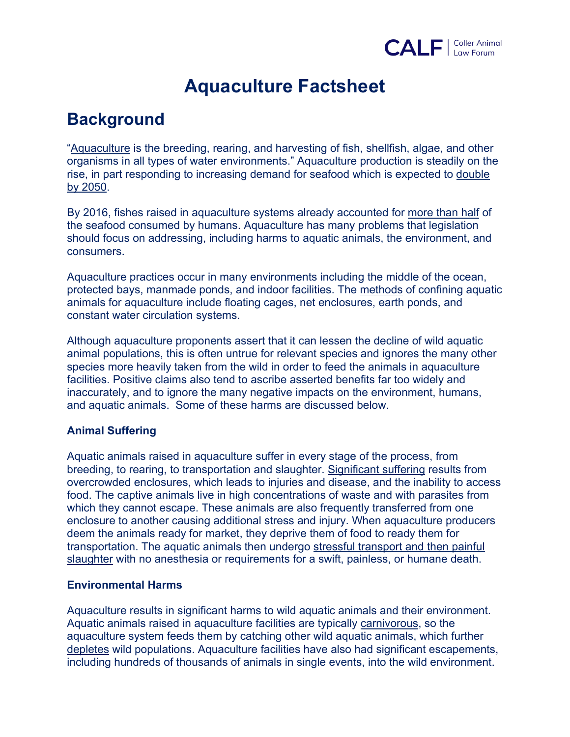# Aquaculture Factsheet

## Background

"Aquaculture is the breeding, rearing, and harvesting of fish, shellfish, algae, and other organisms in all types of water environments." Aquaculture production is steadily on the rise, in part responding to increasing demand for seafood which is expected to double by 2050.

By 2016, fishes raised in aquaculture systems already accounted for more than half of the seafood consumed by humans. Aquaculture has many problems that legislation should focus on addressing, including harms to aquatic animals, the environment, and consumers.

Aquaculture practices occur in many environments including the middle of the ocean, protected bays, manmade ponds, and indoor facilities. The methods of confining aquatic animals for aquaculture include floating cages, net enclosures, earth ponds, and constant water circulation systems.

Although aquaculture proponents assert that it can lessen the decline of wild aquatic animal populations, this is often untrue for relevant species and ignores the many other species more heavily taken from the wild in order to feed the animals in aquaculture facilities. Positive claims also tend to ascribe asserted benefits far too widely and inaccurately, and to ignore the many negative impacts on the environment, humans, and aquatic animals. Some of these harms are discussed below.

### Animal Suffering

Aquatic animals raised in aquaculture suffer in every stage of the process, from breeding, to rearing, to transportation and slaughter. Significant suffering results from overcrowded enclosures, which leads to injuries and disease, and the inability to access food. The captive animals live in high concentrations of waste and with parasites from which they cannot escape. These animals are also frequently transferred from one enclosure to another causing additional stress and injury. When aquaculture producers deem the animals ready for market, they deprive them of food to ready them for transportation. The aquatic animals then undergo stressful transport and then painful slaughter with no anesthesia or requirements for a swift, painless, or humane death.

### Environmental Harms

Aquaculture results in significant harms to wild aquatic animals and their environment. Aquatic animals raised in aquaculture facilities are typically carnivorous, so the aquaculture system feeds them by catching other wild aquatic animals, which further depletes wild populations. Aquaculture facilities have also had significant escapements, including hundreds of thousands of animals in single events, into the wild environment.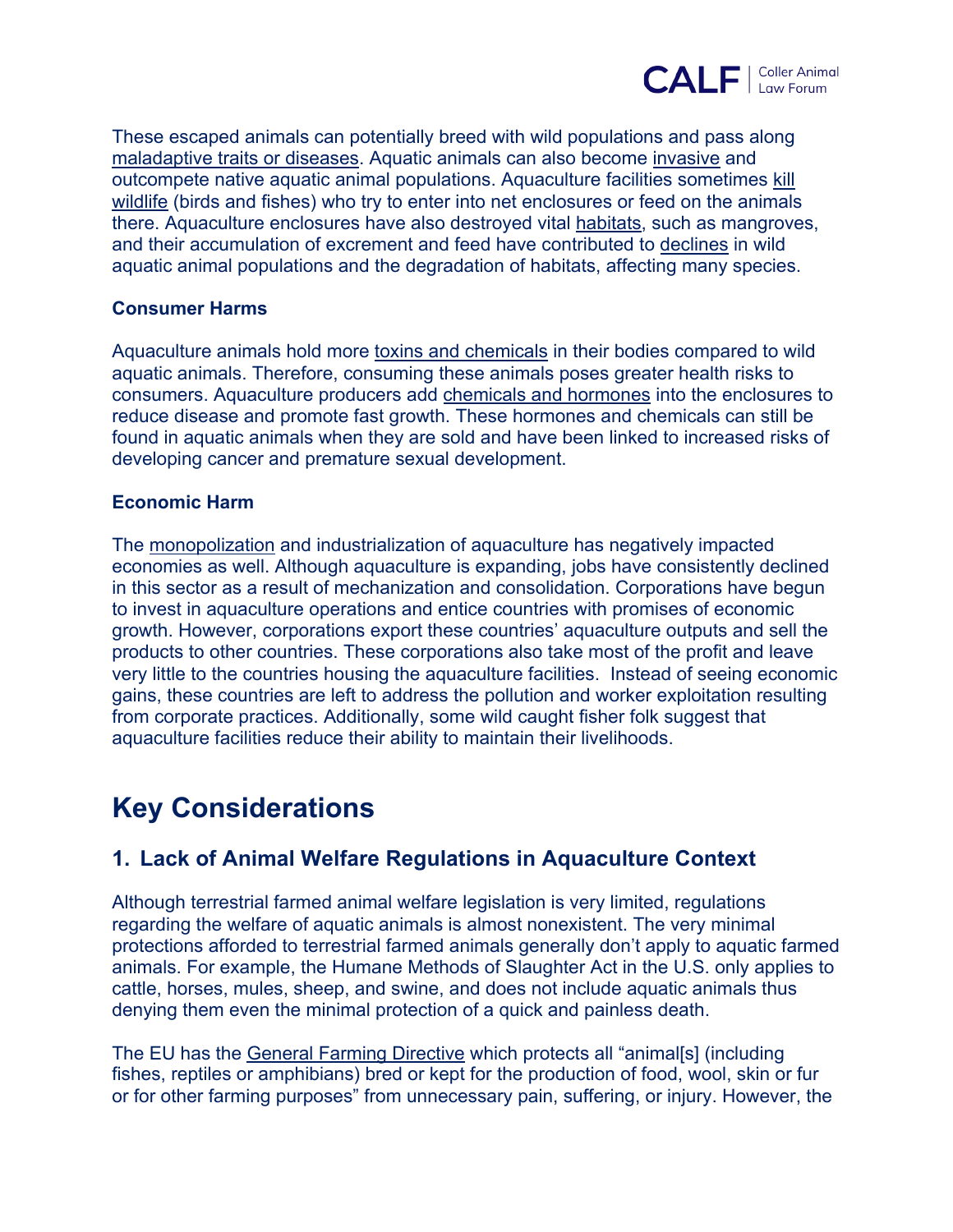These escaped animals can potentially breed with wild populations and pass along maladaptive traits or diseases. Aquatic animals can also become invasive and outcompete native aquatic animal populations. Aquaculture facilities sometimes kill wildlife (birds and fishes) who try to enter into net enclosures or feed on the animals there. Aquaculture enclosures have also destroyed vital habitats, such as mangroves, and their accumulation of excrement and feed have contributed to declines in wild aquatic animal populations and the degradation of habitats, affecting many species.

**Consumer Harms**

Aquaculture animals hold more toxins and chemicals in their bodies compared to wild aquatic animals. Therefore, consuming these animals poses greater health risks to consumers. Aquaculture producers add chemicals and hormones into the enclosures to reduce disease and promote fast growth. These hormones and chemicals can still be found in aquatic animals when they are sold and have been linked to increased risks of developing cancer and premature sexual development.

**Economic Harm**

The monopolization and industrialization of aquaculture has negatively impacted economies as well. Although aquaculture is expanding, jobs have consistently declined in this sector as a result of mechanization and consolidation. Corporations have begun to invest in aquaculture operations and entice countries with promises of economic growth. However, corporations export these countries' aquaculture outputs and sell the products to other countries. These corporations also take most of the profit and leave very little to the countries housing the aquaculture facilities. Instead of seeing economic gains, these countries are left to address the pollution and worker exploitation resulting from corporate practices. Additionally, some wild caught fisher folk suggest that aquaculture facilities reduce their ability to maintain their livelihoods.

# Key Considerations

## 1. Lack of Animal Welfare Regulations in Aquaculture Context

Although terrestrial farmed animal welfare legislation is very limited, regulations regarding the welfare of aquatic animals is almost nonexistent. The very minimal protections afforded to terrestrial farmed animals generally don't apply to aquatic farmed animals. For example, the Humane Methods of Slaughter Act in the U.S. only applies to cattle, horses, mules, sheep, and swine, and does not include aquatic animals thus denying them even the minimal protection of a quick and painless death.

The EU has the General Farming Directive which protects all "animal[s] (including fishes, reptiles or amphibians) bred or kept for the production of food, wool, skin or fur or for other farming purposes" from unnecessary pain, suffering, or injury. However, the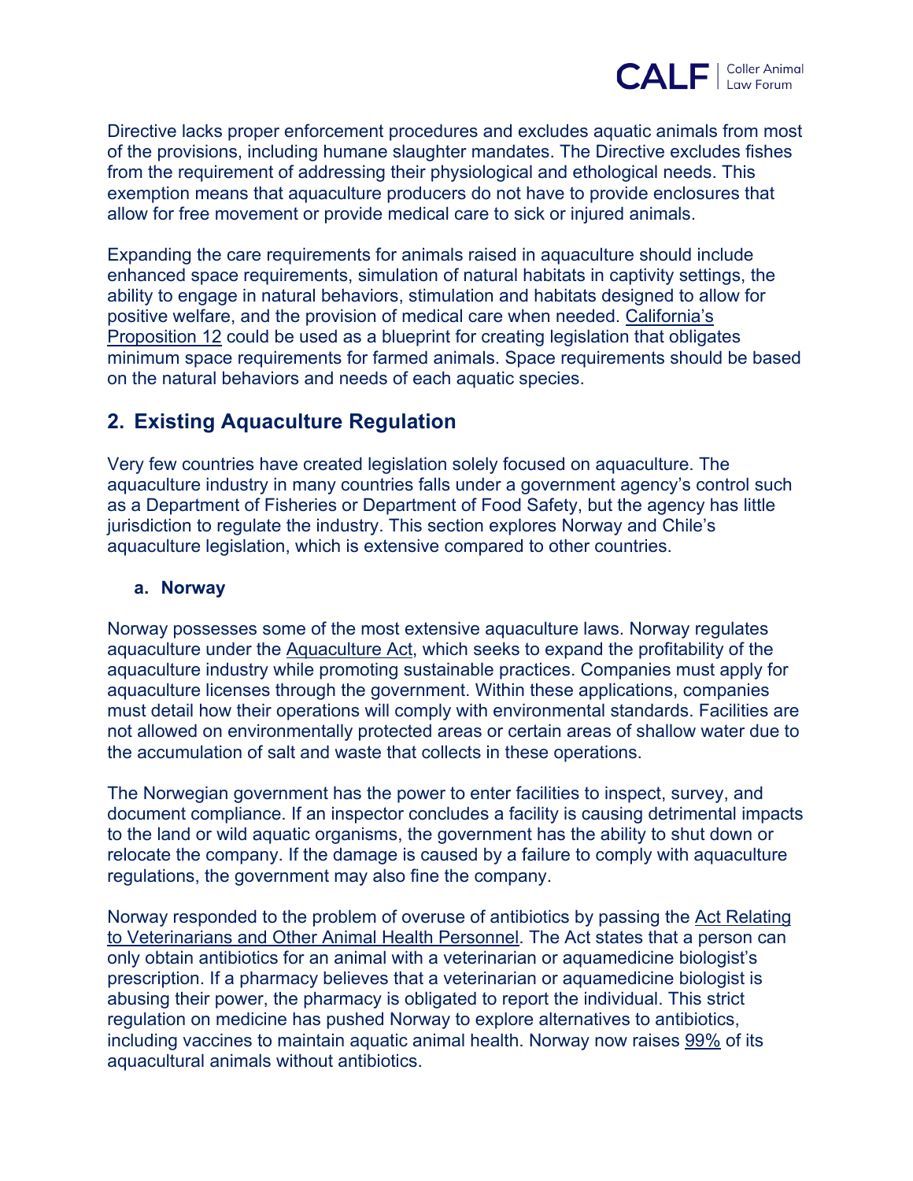Directive lacks proper enforcement procedures and excludes aquatic animals from most of the provisions, including humane slaughter mandates. The Directive excludes fishes from the requirement of addressing their physiological and ethological needs. This exemption means that aquaculture producers do not have to provide enclosures that allow for free movement or provide medical care to sick or injured animals.

Expanding the care requirements for animals raised in aquaculture should include enhanced space requirements, simulation of natural habitats in captivity settings, the ability to engage in natural behaviors, stimulation and habitats designed to allow for positive welfare, and the provision of medical care when needed. California's Proposition 12 could be used as a blueprint for creating legislation that obligates minimum space requirements for farmed animals. Space requirements should be based on the natural behaviors and needs of each aquatic species.

## 2. Existing Aquaculture Regulation

Very few countries have created legislation solely focused on aquaculture. The aquaculture industry in many countries falls under a government agency's control such as a Department of Fisheries or Department of Food Safety, but the agency has little jurisdiction to regulate the industry. This section explores Norway and Chile's aquaculture legislation, which is extensive compared to other countries.

### a. Norway

Norway possesses some of the most extensive aquaculture laws. Norway regulates aquaculture under the Aquaculture Act, which seeks to expand the profitability of the aquaculture industry while promoting sustainable practices. Companies must apply for aquaculture licenses through the government. Within these applications, companies must detail how their operations will comply with environmental standards. Facilities are not allowed on environmentally protected areas or certain areas of shallow water due to the accumulation of salt and waste that collects in these operations.

The Norwegian government has the power to enter facilities to inspect, survey, and document compliance. If an inspector concludes a facility is causing detrimental impacts to the land or wild aquatic organisms, the government has the ability to shut down or relocate the company. If the damage is caused by a failure to comply with aquaculture regulations, the government may also fine the company.

Norway responded to the problem of overuse of antibiotics by passing the Act Relating to Veterinarians and Other Animal Health Personnel. The Act states that a person can only obtain antibiotics for an animal with a veterinarian or aquamedicine biologist's prescription. If a pharmacy believes that a veterinarian or aquamedicine biologist is abusing their power, the pharmacy is obligated to report the individual. This strict regulation on medicine has pushed Norway to explore alternatives to antibiotics, including vaccines to maintain aquatic animal health. Norway now raises 99% of its aquacultural animals without antibiotics.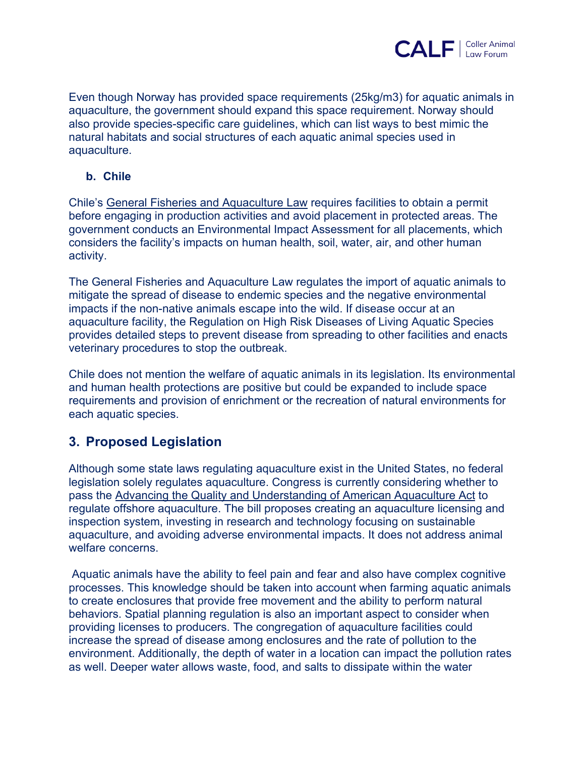Even though Norway has provided space requirements (25kg/m3) for aquatic animals in aquaculture, the government should expand this space requirement. Norway should also provide species-specific care guidelines, which can list ways to best mimic the natural habitats and social structures of each aquatic animal species used in aquaculture.

### b. Chile

Chile's General Fisheries and Aquaculture Law requires facilities to obtain a permit before engaging in production activities and avoid placement in protected areas. The government conducts an Environmental Impact Assessment for all placements, which considers the facility's impacts on human health, soil, water, air, and other human activity.

The General Fisheries and Aquaculture Law regulates the import of aquatic animals to mitigate the spread of disease to endemic species and the negative environmental impacts if the non-native animals escape into the wild. If disease occur at an aquaculture facility, the Regulation on High Risk Diseases of Living Aquatic Species provides detailed steps to prevent disease from spreading to other facilities and enacts veterinary procedures to stop the outbreak.

Chile does not mention the welfare of aquatic animals in its legislation. Its environmental and human health protections are positive but could be expanded to include space requirements and provision of enrichment or the recreation of natural environments for each aquatic species.

## 3. Proposed Legislation

Although some state laws regulating aquaculture exist in the United States, no federal legislation solely regulates aquaculture. Congress is currently considering whether to pass the Advancing the Quality and Understanding of American Aquaculture Act to regulate offshore aquaculture. The bill proposes creating an aquaculture licensing and inspection system, investing in research and technology focusing on sustainable aquaculture, and avoiding adverse environmental impacts. It does not address animal welfare concerns.

Aquatic animals have the ability to feel pain and fear and also have complex cognitive processes. This knowledge should be taken into account when farming aquatic animals to create enclosures that provide free movement and the ability to perform natural behaviors. Spatial planning regulation is also an important aspect to consider when providing licenses to producers. The congregation of aquaculture facilities could increase the spread of disease among enclosures and the rate of pollution to the environment. Additionally, the depth of water in a location can impact the pollution rates as well. Deeper water allows waste, food, and salts to dissipate within the water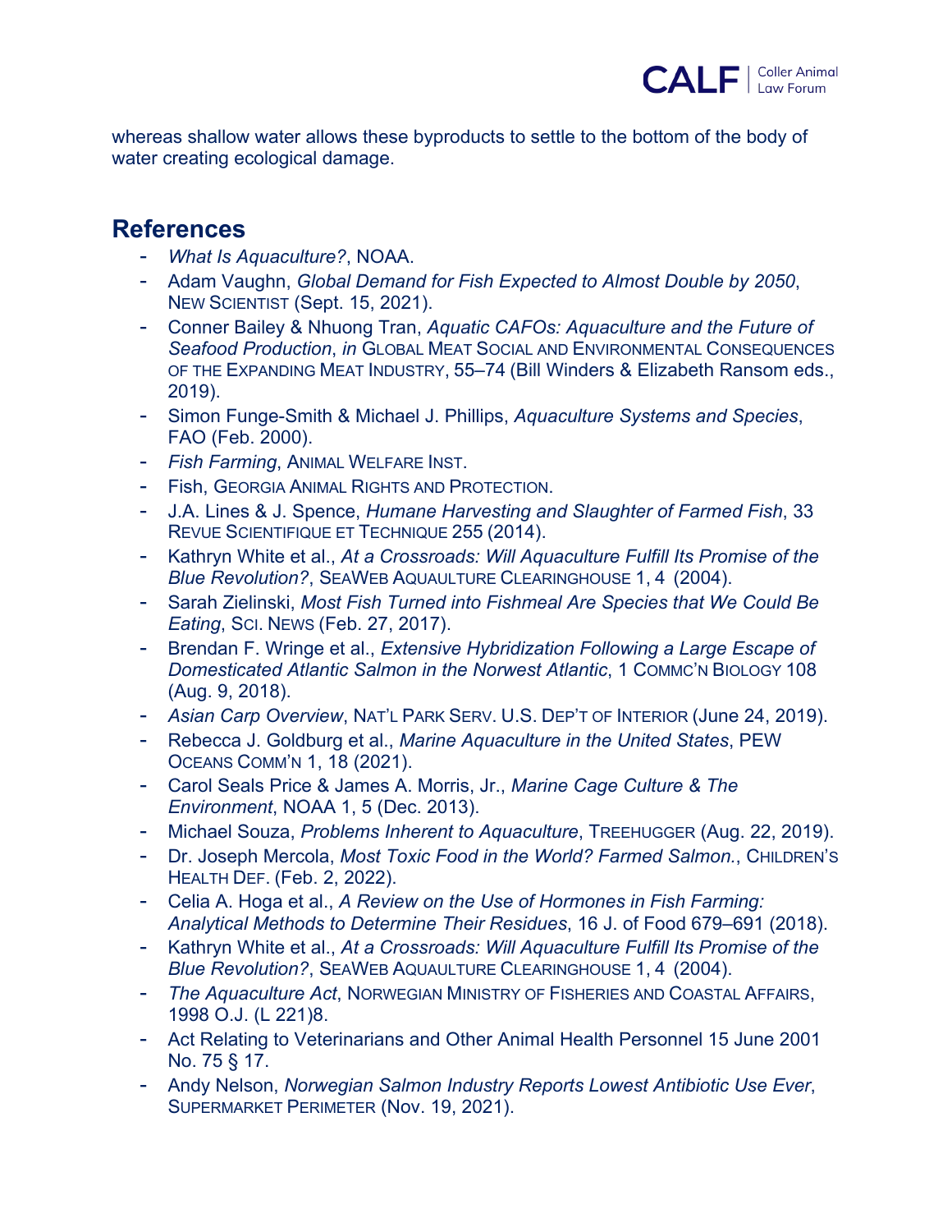whereas shallow water allows these byproducts to settle to the bottom of the body of water creating ecological damage.

## References

- *What Is Aquaculture?*, NOAA.
- Adam Vaughn, *Global Demand for Fish Expected to Almost Double by 2050*, NEW SCIENTIST (Sept. 15, 2021).
- Conner Bailey & Nhuong Tran, *Aquatic CAFOs: Aquaculture and the Future of Seafood Production*, *in* GLOBAL MEAT SOCIAL AND ENVIRONMENTAL CONSEQUENCES OF THE EXPANDING MEAT INDUSTRY, 55–74 (Bill Winders & Elizabeth Ransom eds., 2019).
- Simon Funge-Smith & Michael J. Phillips, *Aquaculture Systems and Species*, FAO (Feb. 2000).
- *Fish Farming*, ANIMAL WELFARE INST.
- Fish, GEORGIA ANIMAL RIGHTS AND PROTECTION.
- J.A. Lines & J. Spence, *Humane Harvesting and Slaughter of Farmed Fish*, 33 REVUE SCIENTIFIQUE ET TECHNIQUE 255 (2014).
- Kathryn White et al., *At a Crossroads: Will Aquaculture Fulfill Its Promise of the Blue Revolution?*, SEAWEB AQUAULTURE CLEARINGHOUSE 1, 4 (2004).
- Sarah Zielinski, *Most Fish Turned into Fishmeal Are Species that We Could Be Eating*, SCI. NEWS (Feb. 27, 2017).
- Brendan F. Wringe et al., *Extensive Hybridization Following a Large Escape of Domesticated Atlantic Salmon in the Norwest Atlantic*, 1 COMMC'N BIOLOGY 108 (Aug. 9, 2018).
- *Asian Carp Overview*, NAT'L PARK SERV. U.S. DEP'T OF INTERIOR (June 24, 2019).
- Rebecca J. Goldburg et al., *Marine Aquaculture in the United States*, PEW OCEANS COMM'N 1, 18 (2021).
- Carol Seals Price & James A. Morris, Jr., *Marine Cage Culture & The Environment*, NOAA 1, 5 (Dec. 2013).
- Michael Souza, *Problems Inherent to Aquaculture*, TREEHUGGER (Aug. 22, 2019).
- Dr. Joseph Mercola, *Most Toxic Food in the World? Farmed Salmon.*, CHILDREN'S HEALTH DEF. (Feb. 2, 2022).
- Celia A. Hoga et al., *A Review on the Use of Hormones in Fish Farming: Analytical Methods to Determine Their Residues*, 16 J. of Food 679–691 (2018).
- Kathryn White et al., *At a Crossroads: Will Aquaculture Fulfill Its Promise of the Blue Revolution?*, SEAWEB AQUAULTURE CLEARINGHOUSE 1, 4 (2004).
- *The Aquaculture Act*, NORWEGIAN MINISTRY OF FISHERIES AND COASTAL AFFAIRS, 1998 O.J. (L 221)8.
- Act Relating to Veterinarians and Other Animal Health Personnel 15 June 2001 No. 75 § 17.
- Andy Nelson, *Norwegian Salmon Industry Reports Lowest Antibiotic Use Ever*, SUPERMARKET PERIMETER (Nov. 19, 2021).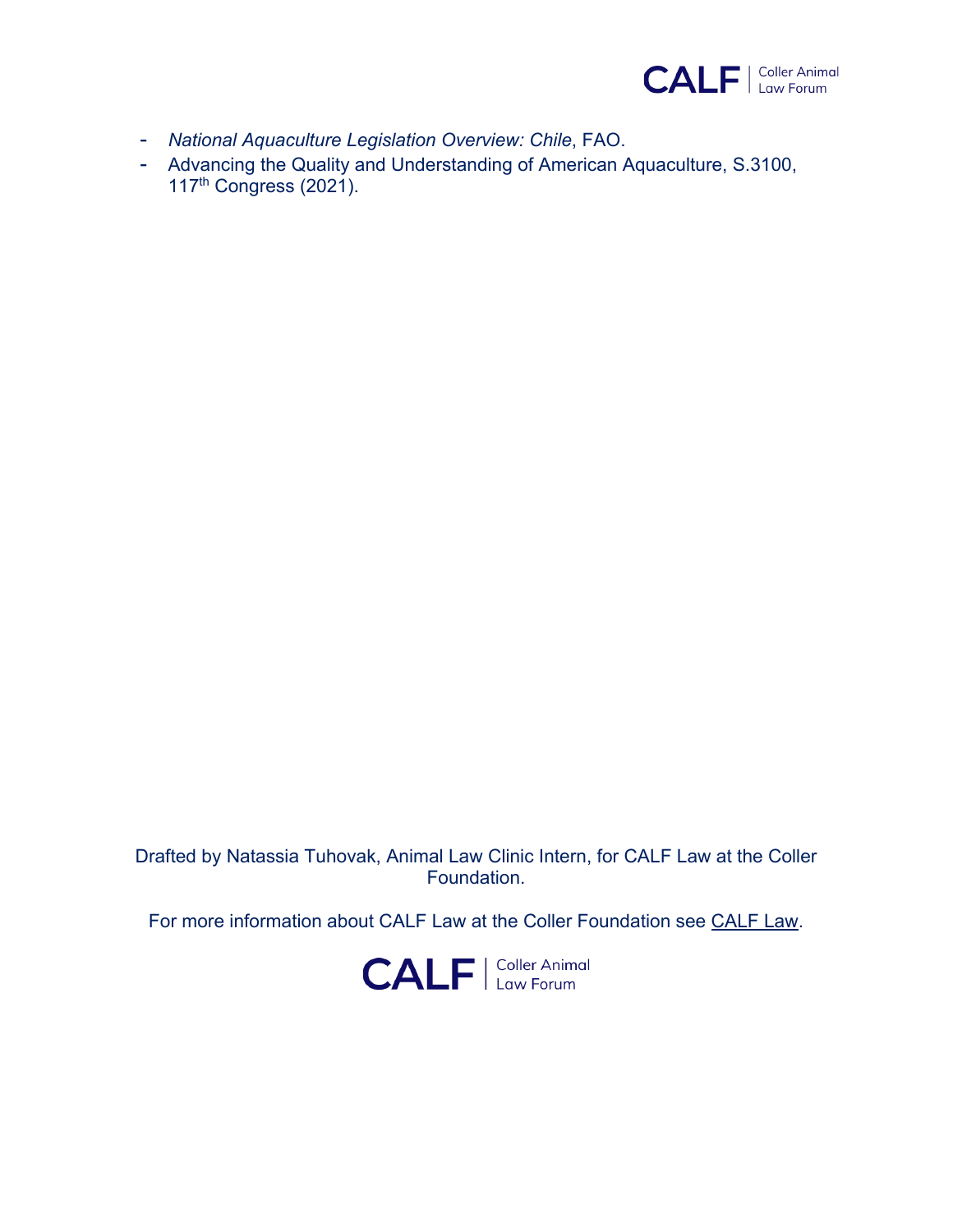- *National Aquaculture Legislation Overview: Chile*, FAO.
- Advancing the Quality and Understanding of American Aquaculture, S.3100, 117th Congress (2021).

Drafted by Natassia Tuhovak, Animal Law Clinic Intern, for CALF Law at the Coller Foundation.

For more information about CALF Law at the Coller Foundation see CALF Law.

CALF | Coller Animal Law Forum